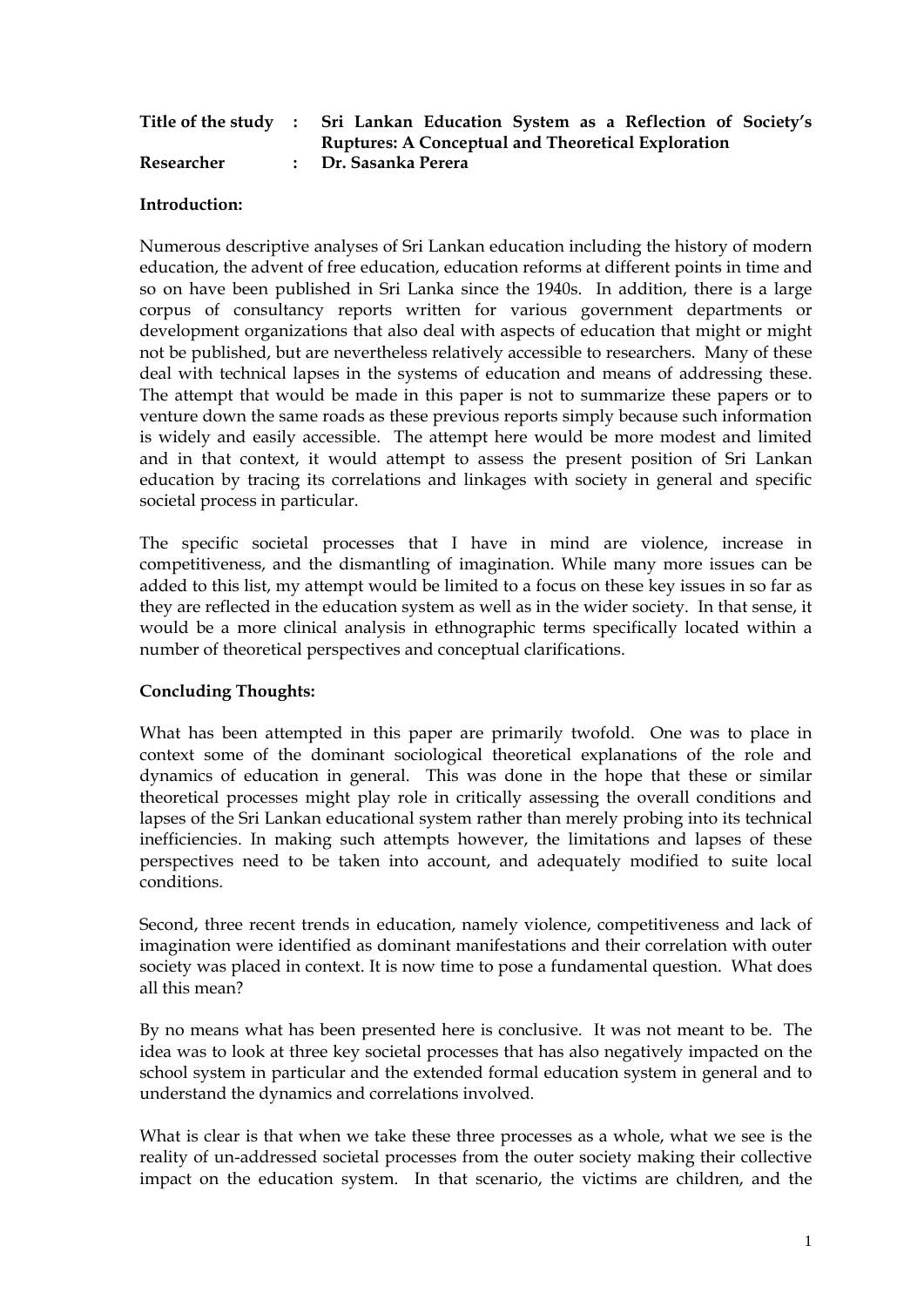**Title of the study : Sri Lankan Education System as a Reflection of Society's Ruptures: A Conceptual and Theoretical Exploration**

**Researcher : Dr. Sasanka Perera**

**Introduction:**

Numerous descriptive analyses of Sri Lankan education including the history of modern education, the advent of free education, education reforms at different points in time and so on have been published in Sri Lanka since the 1940s. In addition, there is a large corpus of consultancy reports written for various government departments or development organizations that also deal with aspects of education that might or might not be published, but are nevertheless relatively accessible to researchers. Many of these deal with technical lapses in the systems of education and means of addressing these. The attempt that would be made in this paper is not to summarize these papers or to venture down the same roads as these previous reports simply because such information is widely and easily accessible. The attempt here would be more modest and limited and in that context, it would attempt to assess the present position of Sri Lankan education by tracing its correlations and linkages with society in general and specific societal process in particular.

The specific societal processes that I have in mind are violence, increase in competitiveness, and the dismantling of imagination. While many more issues can be added to this list, my attempt would be limited to a focus on these key issues in so far as they are reflected in the education system as well as in the wider society. In that sense, it would be a more clinical analysis in ethnographic terms specifically located within a number of theoretical perspectives and conceptual clarifications.

**Concluding Thoughts:**

What has been attempted in this paper are primarily twofold. One was to place in context some of the dominant sociological theoretical explanations of the role and dynamics of education in general. This was done in the hope that these or similar theoretical processes might play role in critically assessing the overall conditions and lapses of the Sri Lankan educational system rather than merely probing into its technical inefficiencies. In making such attempts however, the limitations and lapses of these perspectives need to be taken into account, and adequately modified to suite local conditions.

Second, three recent trends in education, namely violence, competitiveness and lack of imagination were identified as dominant manifestations and their correlation with outer society was placed in context. It is now time to pose a fundamental question. What does all this mean?

By no means what has been presented here is conclusive. It was not meant to be. The idea was to look at three key societal processes that has also negatively impacted on the school system in particular and the extended formal education system in general and to understand the dynamics and correlations involved.

What is clear is that when we take these three processes as a whole, what we see is the reality of un-addressed societal processes from the outer society making their collective impact on the education system. In that scenario, the victims are children, and the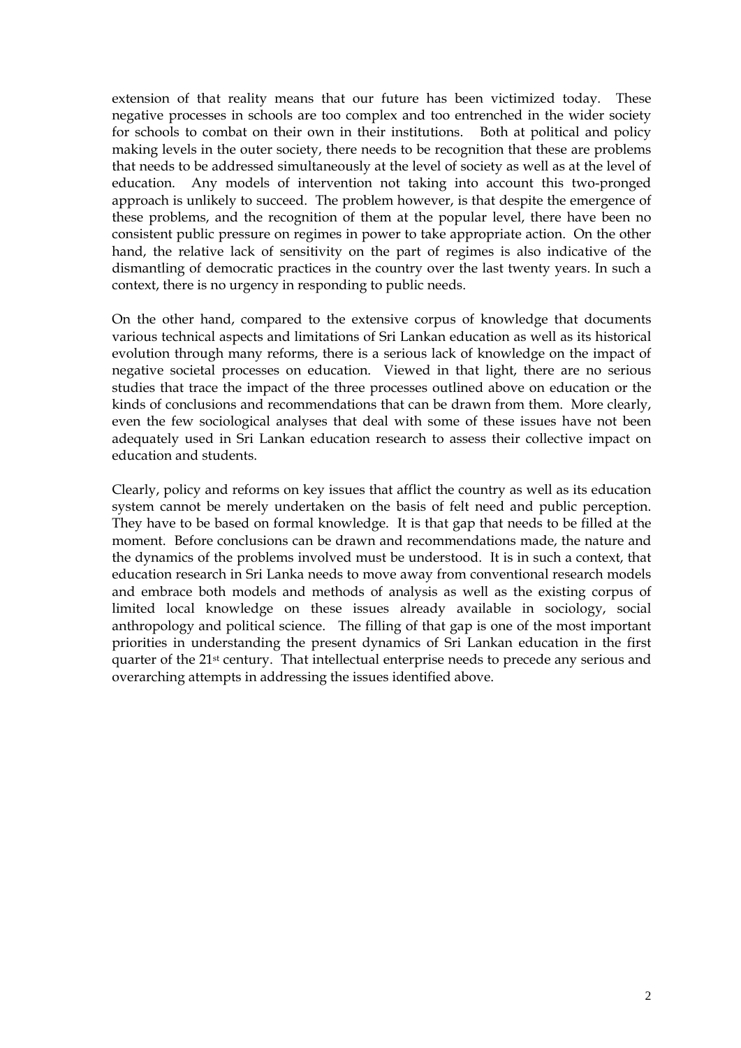extension of that reality means that our future has been victimized today. These negative processes in schools are too complex and too entrenched in the wider society for schools to combat on their own in their institutions. Both at political and policy making levels in the outer society, there needs to be recognition that these are problems that needs to be addressed simultaneously at the level of society as well as at the level of education. Any models of intervention not taking into account this two-pronged approach is unlikely to succeed. The problem however, is that despite the emergence of these problems, and the recognition of them at the popular level, there have been no consistent public pressure on regimes in power to take appropriate action. On the other hand, the relative lack of sensitivity on the part of regimes is also indicative of the dismantling of democratic practices in the country over the last twenty years. In such a context, there is no urgency in responding to public needs.

On the other hand, compared to the extensive corpus of knowledge that documents various technical aspects and limitations of Sri Lankan education as well as its historical evolution through many reforms, there is a serious lack of knowledge on the impact of negative societal processes on education. Viewed in that light, there are no serious studies that trace the impact of the three processes outlined above on education or the kinds of conclusions and recommendations that can be drawn from them. More clearly, even the few sociological analyses that deal with some of these issues have not been adequately used in Sri Lankan education research to assess their collective impact on education and students.

Clearly, policy and reforms on key issues that afflict the country as well as its education system cannot be merely undertaken on the basis of felt need and public perception. They have to be based on formal knowledge. It is that gap that needs to be filled at the moment. Before conclusions can be drawn and recommendations made, the nature and the dynamics of the problems involved must be understood. It is in such a context, that education research in Sri Lanka needs to move away from conventional research models and embrace both models and methods of analysis as well as the existing corpus of limited local knowledge on these issues already available in sociology, social anthropology and political science. The filling of that gap is one of the most important priorities in understanding the present dynamics of Sri Lankan education in the first quarter of the 21st century. That intellectual enterprise needs to precede any serious and overarching attempts in addressing the issues identified above.